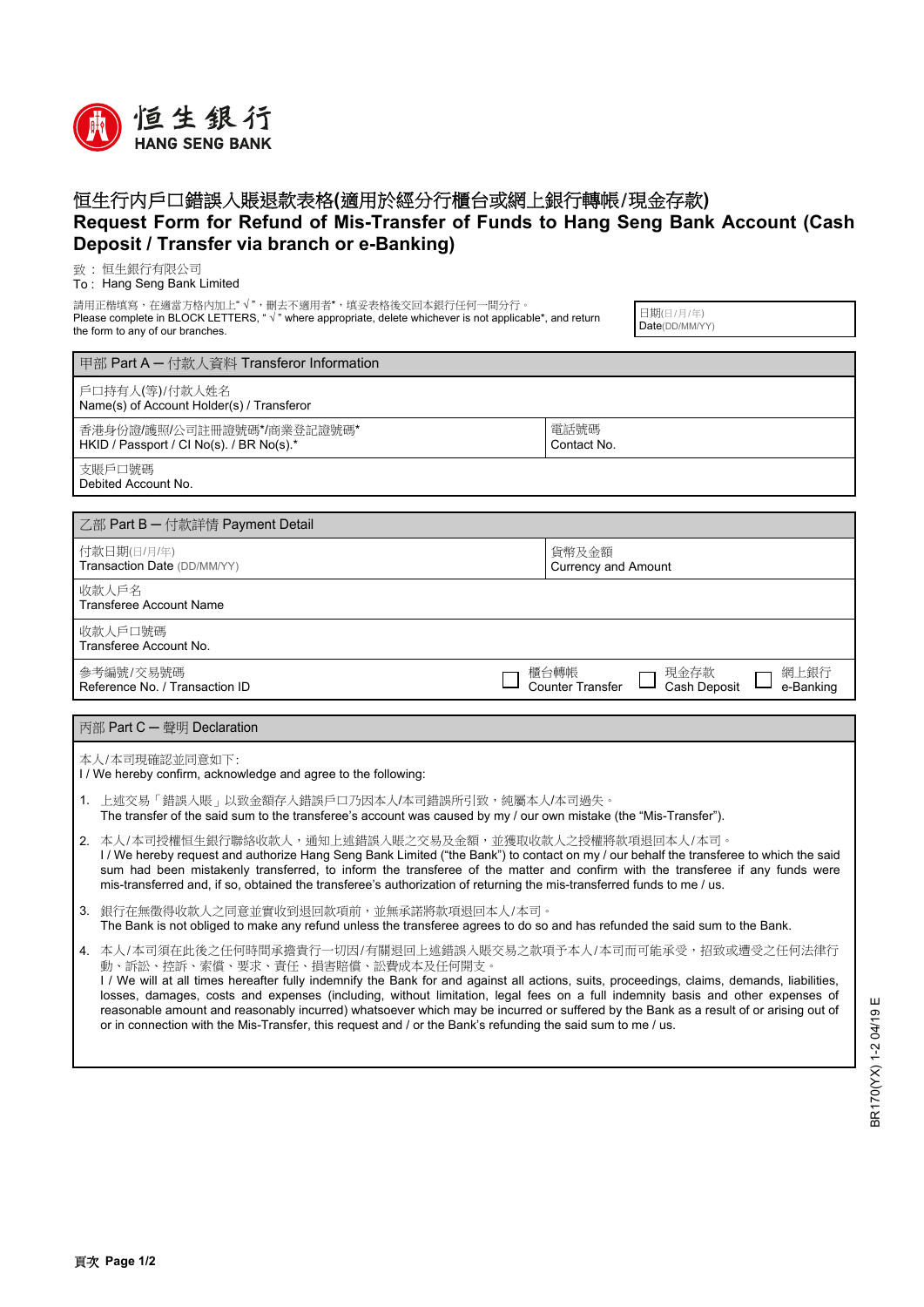恒生銀行
HANG SENG BANK

# 恒生行內戶口錯誤入賬退款表格(適用於經分行櫃台或網上銀行轉帳/現金存款)
# Request Form for Refund of Mis-Transfer of Funds to Hang Seng Bank Account (Cash Deposit / Transfer via branch or e-Banking)

致：恒生銀行有限公司
To：Hang Seng Bank Limited

請用正楷填寫，在適當方格內加上"√"，刪去不適用者*，填妥表格後交回本銀行任何一間分行。
Please complete in BLOCK LETTERS, "√" where appropriate, delete whichever is not applicable*, and return the form to any of our branches.

| 日期(日/月/年) Date(DD/MM/YY) |
|---|
| |

## 甲部 Part A ─ 付款人資料 Transferor Information

| | |
|---|---|
| 戶口持有人(等)/付款人姓名 Name(s) of Account Holder(s) / Transferor | |
| 香港身份證/護照/公司註冊證號碼*/商業登記證號碼* HKID / Passport / CI No(s). / BR No(s).* | 電話號碼 Contact No. |
| 支賬戶口號碼 Debited Account No. | |

## 乙部 Part B ─ 付款詳情 Payment Detail

| | |
|---|---|
| 付款日期(日/月/年) Transaction Date (DD/MM/YY) | 貨幣及金額 Currency and Amount |
| 收款人戶名 Transferee Account Name | |
| 收款人戶口號碼 Transferee Account No. | |
| 參考編號/交易號碼 Reference No. / Transaction ID | ☐ 櫃台轉帳 Counter Transfer ☐ 現金存款 Cash Deposit ☐ 網上銀行 e-Banking |

## 丙部 Part C ─ 聲明 Declaration

本人/本司現確認並同意如下:
I / We hereby confirm, acknowledge and agree to the following:

1. 上述交易「錯誤入賬」以致金額存入錯誤戶口乃因本人/本司錯誤所引致，純屬本人/本司過失。
   The transfer of the said sum to the transferee's account was caused by my / our own mistake (the "Mis-Transfer").
2. 本人/本司授權恒生銀行聯絡收款人，通知上述錯誤入賬之交易及金額，並獲取收款人之授權將款項退回本人/本司。
   I / We hereby request and authorize Hang Seng Bank Limited ("the Bank") to contact on my / our behalf the transferee to which the said sum had been mistakenly transferred, to inform the transferee of the matter and confirm with the transferee if any funds were mis-transferred and, if so, obtained the transferee's authorization of returning the mis-transferred funds to me / us.
3. 銀行在無徵得收款人之同意並實收到退回款項前，並無承諾將款項退回本人/本司。
   The Bank is not obliged to make any refund unless the transferee agrees to do so and has refunded the said sum to the Bank.
4. 本人/本司須在此後之任何時間承擔責行一切因/有關退回上述錯誤入賬交易之款項予本人/本司而可能承受，招致或遭受之任何法律行動、訴訟、控訴、索償、要求、責任、損害賠償、訟費成本及任何開支。
   I / We will at all times hereafter fully indemnify the Bank for and against all actions, suits, proceedings, claims, demands, liabilities, losses, damages, costs and expenses (including, without limitation, legal fees on a full indemnity basis and other expenses of reasonable amount and reasonably incurred) whatsoever which may be incurred or suffered by the Bank as a result of or arising out of or in connection with the Mis-Transfer, this request and / or the Bank's refunding the said sum to me / us.

BR170(YX) 1-2 04/19 E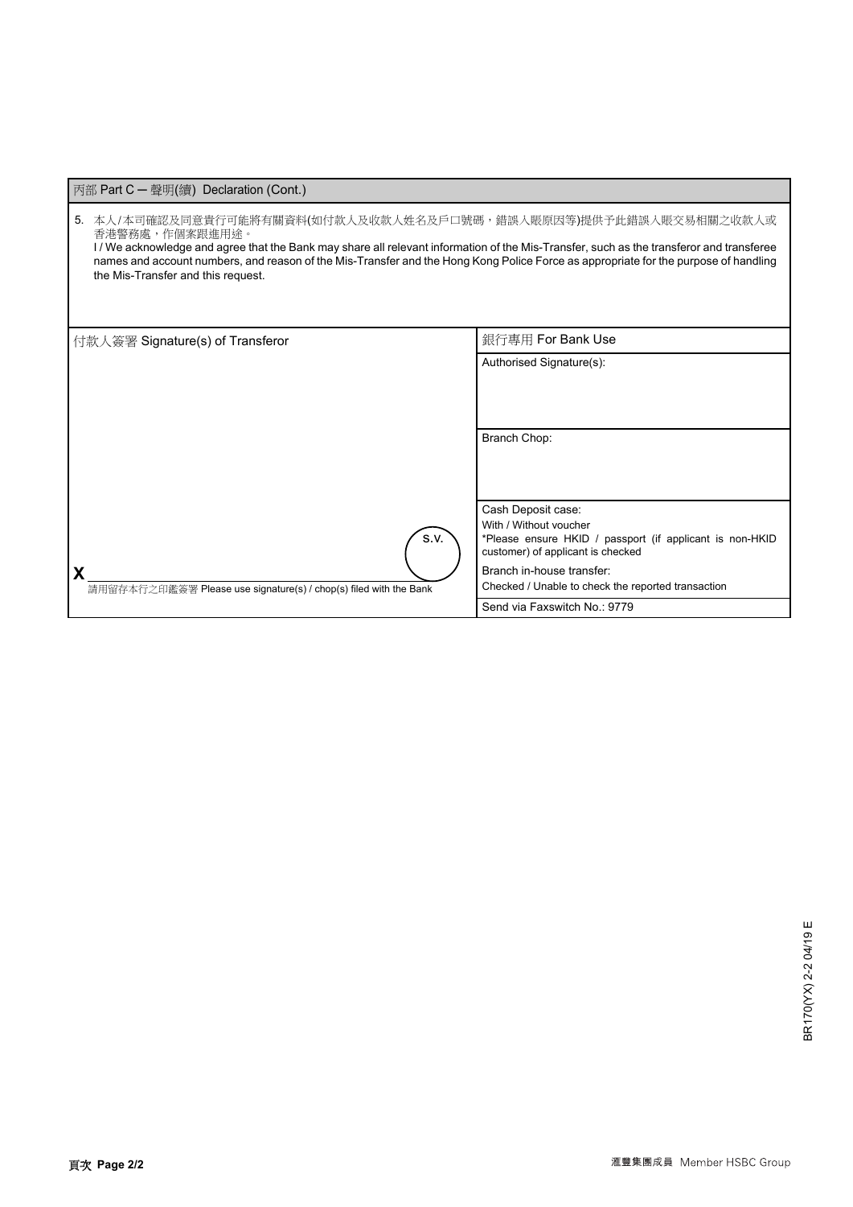## 丙部 Part C — 聲明(續) Declaration (Cont.)

5. 本人/本司確認及同意貴行可能將有關資料(如付款人及收款人姓名及戶口號碼，錯誤入賬原因等)提供予此錯誤入賬交易相關之收款人或香港警務處，作個案跟進用途。
I / We acknowledge and agree that the Bank may share all relevant information of the Mis-Transfer, such as the transferor and transferee names and account numbers, and reason of the Mis-Transfer and the Hong Kong Police Force as appropriate for the purpose of handling the Mis-Transfer and this request.

| 付款人簽署 Signature(s) of Transferor | 銀行專用 For Bank Use |
|---|---|
| | Authorised Signature(s): |
| | Branch Chop: |
| S.V. | Cash Deposit case:<br>With / Without voucher<br>*Please ensure HKID / passport (if applicant is non-HKID customer) of applicant is checked |
| X<br>請用留存本行之印鑑簽署 Please use signature(s) / chop(s) filed with the Bank | Branch in-house transfer:<br>Checked / Unable to check the reported transaction |
| | Send via Faxswitch No.: 9779 |

BR170(YX) 2-2 04/19 E

滙豐集團成員 Member HSBC Group